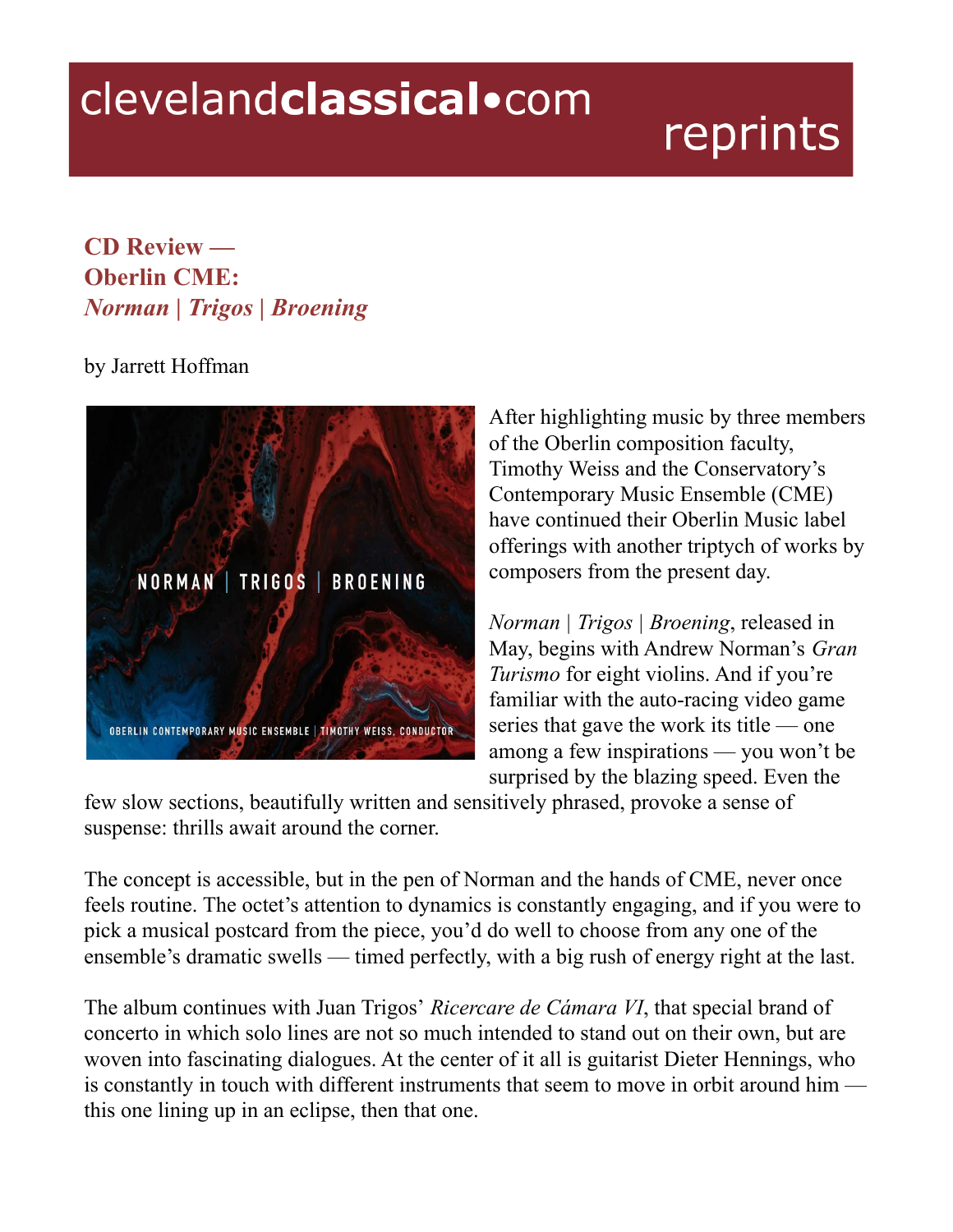# clevelandclassical•com reprints

## CD Review — Oberlin CME: *Norman | Trigos | Broening*

by Jarrett Hoffman

After highlighting music by three members of the Oberlin composition faculty, Timothy Weiss and the Conservatory's Contemporary Music Ensemble (CME) have continued their Oberlin Music label offerings with another triptych of works by composers from the present day.

*Norman | Trigos | Broening*, released in May, begins with Andrew Norman's *Gran Turismo* for eight violins. And if you're familiar with the auto-racing video game series that gave the work its title — one among a few inspirations — you won't be surprised by the blazing speed. Even the few slow sections, beautifully written and sensitively phrased, provoke a sense of suspense: thrills await around the corner.

The concept is accessible, but in the pen of Norman and the hands of CME, never once feels routine. The octet's attention to dynamics is constantly engaging, and if you were to pick a musical postcard from the piece, you'd do well to choose from any one of the ensemble's dramatic swells — timed perfectly, with a big rush of energy right at the last.

The album continues with Juan Trigos' *Ricercare de Cámara VI*, that special brand of concerto in which solo lines are not so much intended to stand out on their own, but are woven into fascinating dialogues. At the center of it all is guitarist Dieter Hennings, who is constantly in touch with different instruments that seem to move in orbit around him — this one lining up in an eclipse, then that one.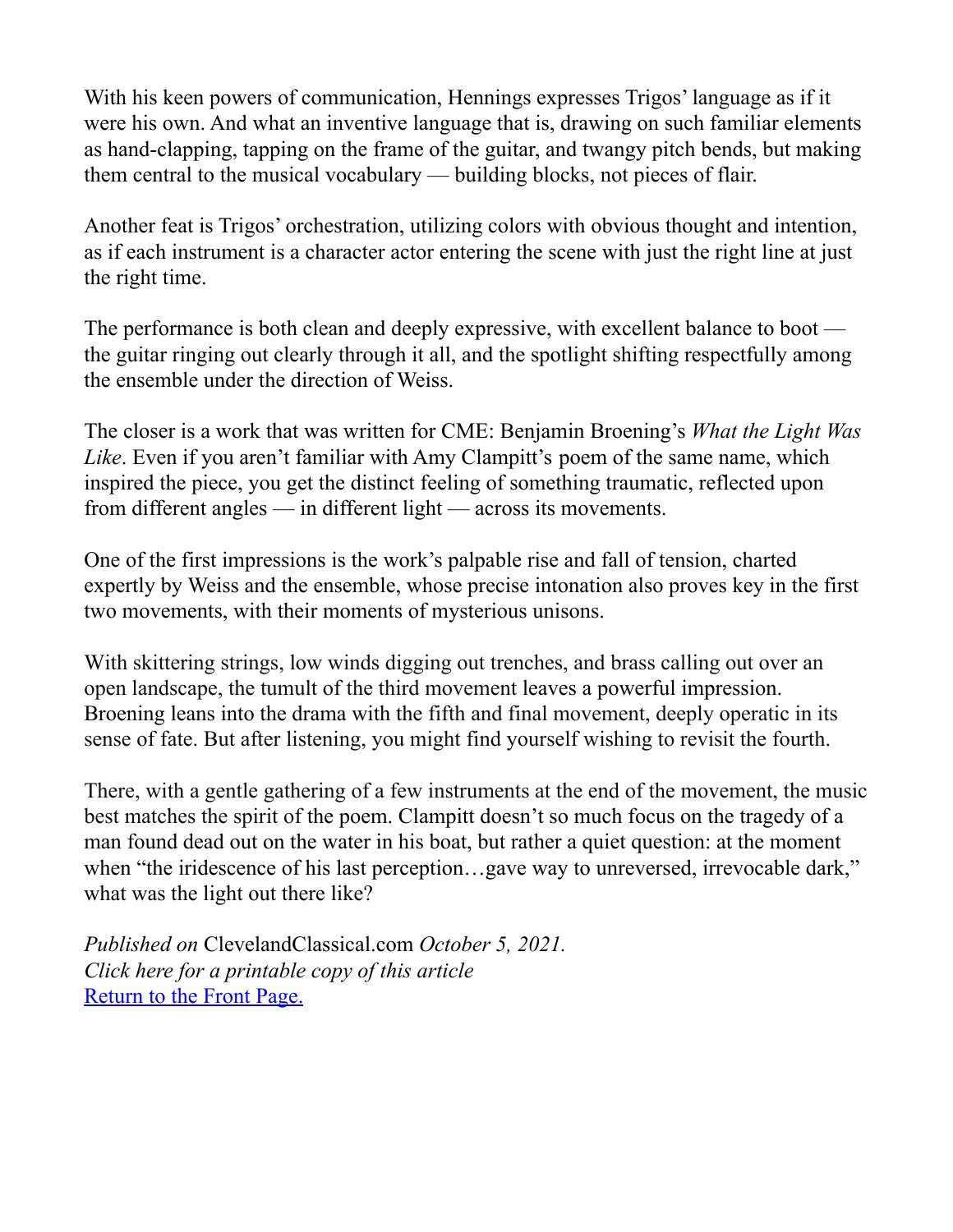With his keen powers of communication, Hennings expresses Trigos' language as if it were his own. And what an inventive language that is, drawing on such familiar elements as hand-clapping, tapping on the frame of the guitar, and twangy pitch bends, but making them central to the musical vocabulary — building blocks, not pieces of flair.

Another feat is Trigos' orchestration, utilizing colors with obvious thought and intention, as if each instrument is a character actor entering the scene with just the right line at just the right time.

The performance is both clean and deeply expressive, with excellent balance to boot — the guitar ringing out clearly through it all, and the spotlight shifting respectfully among the ensemble under the direction of Weiss.

The closer is a work that was written for CME: Benjamin Broening's *What the Light Was Like*. Even if you aren't familiar with Amy Clampitt's poem of the same name, which inspired the piece, you get the distinct feeling of something traumatic, reflected upon from different angles — in different light — across its movements.

One of the first impressions is the work's palpable rise and fall of tension, charted expertly by Weiss and the ensemble, whose precise intonation also proves key in the first two movements, with their moments of mysterious unisons.

With skittering strings, low winds digging out trenches, and brass calling out over an open landscape, the tumult of the third movement leaves a powerful impression. Broening leans into the drama with the fifth and final movement, deeply operatic in its sense of fate. But after listening, you might find yourself wishing to revisit the fourth.

There, with a gentle gathering of a few instruments at the end of the movement, the music best matches the spirit of the poem. Clampitt doesn't so much focus on the tragedy of a man found dead out on the water in his boat, but rather a quiet question: at the moment when "the iridescence of his last perception…gave way to unreversed, irrevocable dark," what was the light out there like?

*Published on* ClevelandClassical.com *October 5, 2021.*
*Click here for a printable copy of this article*
[Return to the Front Page.]